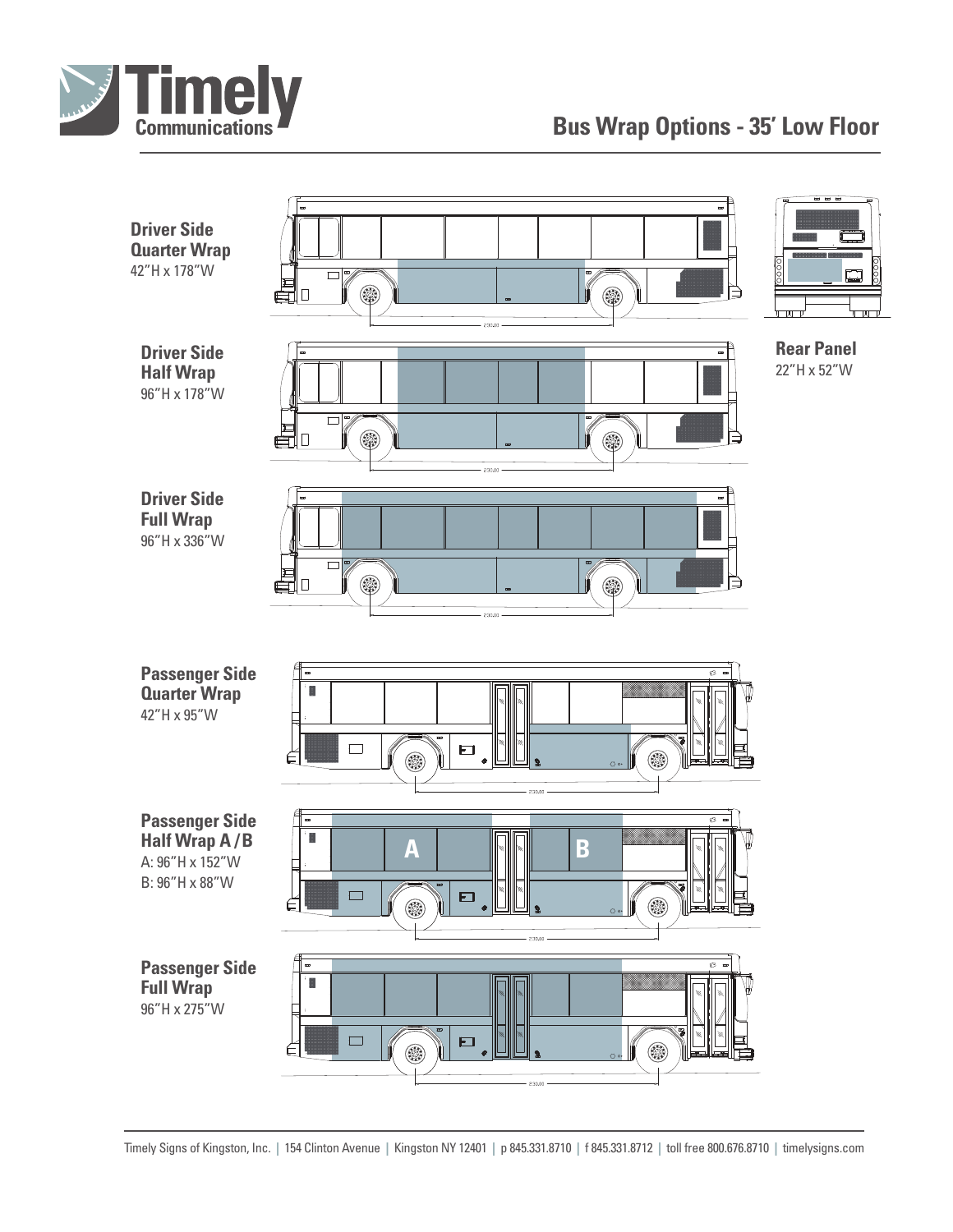Timely Communications

# Bus Wrap Options - 35' Low Floor

**Driver Side Quarter Wrap**
42"H x 178"W

**Rear Panel**
22"H x 52"W

**Driver Side Half Wrap**
96"H x 178"W

**Driver Side Full Wrap**
96"H x 336"W

**Passenger Side Quarter Wrap**
42"H x 95"W

**Passenger Side Half Wrap A / B**
A: 96"H x 152"W
B: 96"H x 88"W

**Passenger Side Full Wrap**
96"H x 275"W

Timely Signs of Kingston, Inc. | 154 Clinton Avenue | Kingston NY 12401 | p 845.331.8710 | f 845.331.8712 | toll free 800.676.8710 | timelysigns.com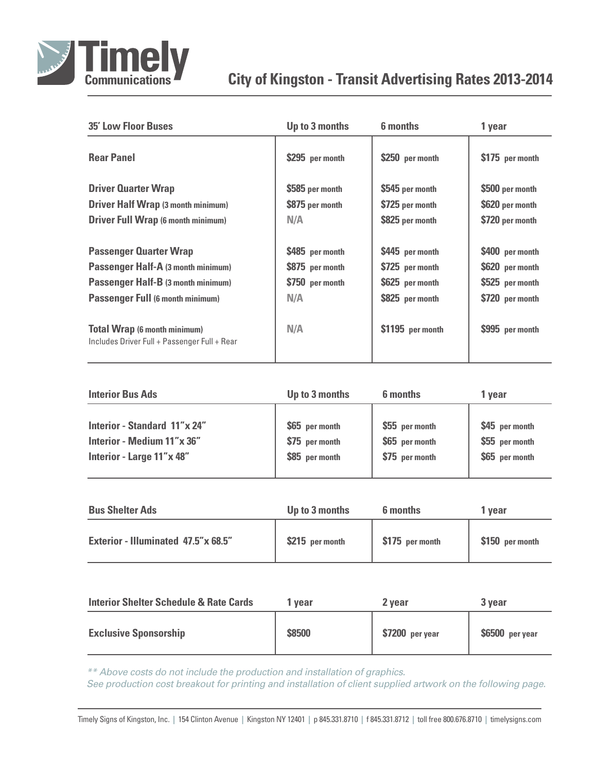# Timely Communications

## City of Kingston - Transit Advertising Rates 2013-2014

| 35' Low Floor Buses | Up to 3 months | 6 months | 1 year |
|---|---|---|---|
| **Rear Panel** | $295 per month | $250 per month | $175 per month |
| **Driver Quarter Wrap** | $585 per month | $545 per month | $500 per month |
| **Driver Half Wrap** (3 month minimum) | $875 per month | $725 per month | $620 per month |
| **Driver Full Wrap** (6 month minimum) | N/A | $825 per month | $720 per month |
| **Passenger Quarter Wrap** | $485 per month | $445 per month | $400 per month |
| **Passenger Half-A** (3 month minimum) | $875 per month | $725 per month | $620 per month |
| **Passenger Half-B** (3 month minimum) | $750 per month | $625 per month | $525 per month |
| **Passenger Full** (6 month minimum) | N/A | $825 per month | $720 per month |
| **Total Wrap** (6 month minimum) Includes Driver Full + Passenger Full + Rear | N/A | $1195 per month | $995 per month |

| Interior Bus Ads | Up to 3 months | 6 months | 1 year |
|---|---|---|---|
| **Interior - Standard 11"x 24"** | $65 per month | $55 per month | $45 per month |
| **Interior - Medium 11"x 36"** | $75 per month | $65 per month | $55 per month |
| **Interior - Large 11"x 48"** | $85 per month | $75 per month | $65 per month |

| Bus Shelter Ads | Up to 3 months | 6 months | 1 year |
|---|---|---|---|
| **Exterior - Illuminated 47.5"x 68.5"** | $215 per month | $175 per month | $150 per month |

| Interior Shelter Schedule & Rate Cards | 1 year | 2 year | 3 year |
|---|---|---|---|
| **Exclusive Sponsorship** | $8500 | $7200 per year | $6500 per year |

*** Above costs do not include the production and installation of graphics.*
*See production cost breakout for printing and installation of client supplied artwork on the following page.*

Timely Signs of Kingston, Inc. | 154 Clinton Avenue | Kingston NY 12401 | p 845.331.8710 | f 845.331.8712 | toll free 800.676.8710 | timelysigns.com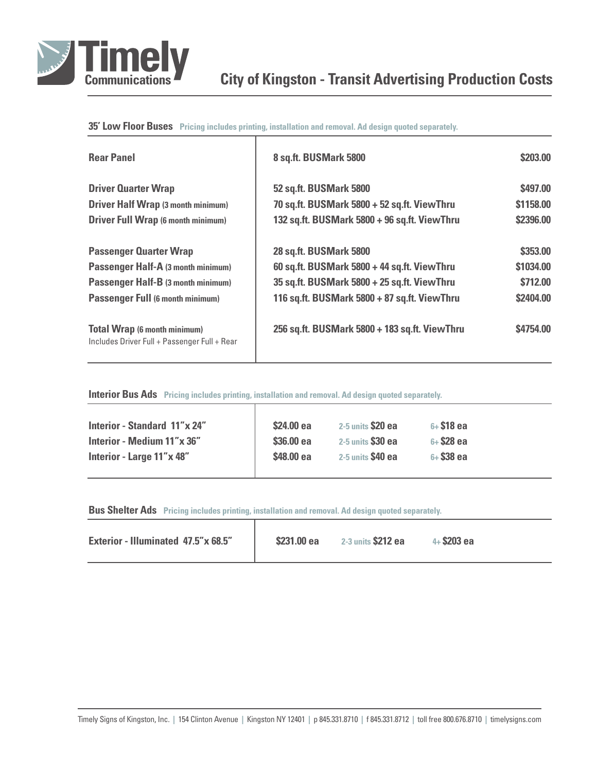**Timely** Communications

# City of Kingston - Transit Advertising Production Costs

## 35' Low Floor Buses

Pricing includes printing, installation and removal. Ad design quoted separately.

| | | |
|---|---|---|
| **Rear Panel** | 8 sq.ft. BUSMark 5800 | $203.00 |
| **Driver Quarter Wrap** | 52 sq.ft. BUSMark 5800 | $497.00 |
| **Driver Half Wrap** (3 month minimum) | 70 sq.ft. BUSMark 5800 + 52 sq.ft. ViewThru | $1158.00 |
| **Driver Full Wrap** (6 month minimum) | 132 sq.ft. BUSMark 5800 + 96 sq.ft. ViewThru | $2396.00 |
| **Passenger Quarter Wrap** | 28 sq.ft. BUSMark 5800 | $353.00 |
| **Passenger Half-A** (3 month minimum) | 60 sq.ft. BUSMark 5800 + 44 sq.ft. ViewThru | $1034.00 |
| **Passenger Half-B** (3 month minimum) | 35 sq.ft. BUSMark 5800 + 25 sq.ft. ViewThru | $712.00 |
| **Passenger Full** (6 month minimum) | 116 sq.ft. BUSMark 5800 + 87 sq.ft. ViewThru | $2404.00 |
| **Total Wrap** (6 month minimum) Includes Driver Full + Passenger Full + Rear | 256 sq.ft. BUSMark 5800 + 183 sq.ft. ViewThru | $4754.00 |

## Interior Bus Ads

Pricing includes printing, installation and removal. Ad design quoted separately.

| | | | |
|---|---|---|---|
| **Interior - Standard 11"x 24"** | $24.00 ea | 2-5 units $20 ea | 6+ $18 ea |
| **Interior - Medium 11"x 36"** | $36.00 ea | 2-5 units $30 ea | 6+ $28 ea |
| **Interior - Large 11"x 48"** | $48.00 ea | 2-5 units $40 ea | 6+ $38 ea |

## Bus Shelter Ads

Pricing includes printing, installation and removal. Ad design quoted separately.

| | | | |
|---|---|---|---|
| **Exterior - Illuminated 47.5"x 68.5"** | $231.00 ea | 2-3 units $212 ea | 4+ $203 ea |

Timely Signs of Kingston, Inc. | 154 Clinton Avenue | Kingston NY 12401 | p 845.331.8710 | f 845.331.8712 | toll free 800.676.8710 | timelysigns.com